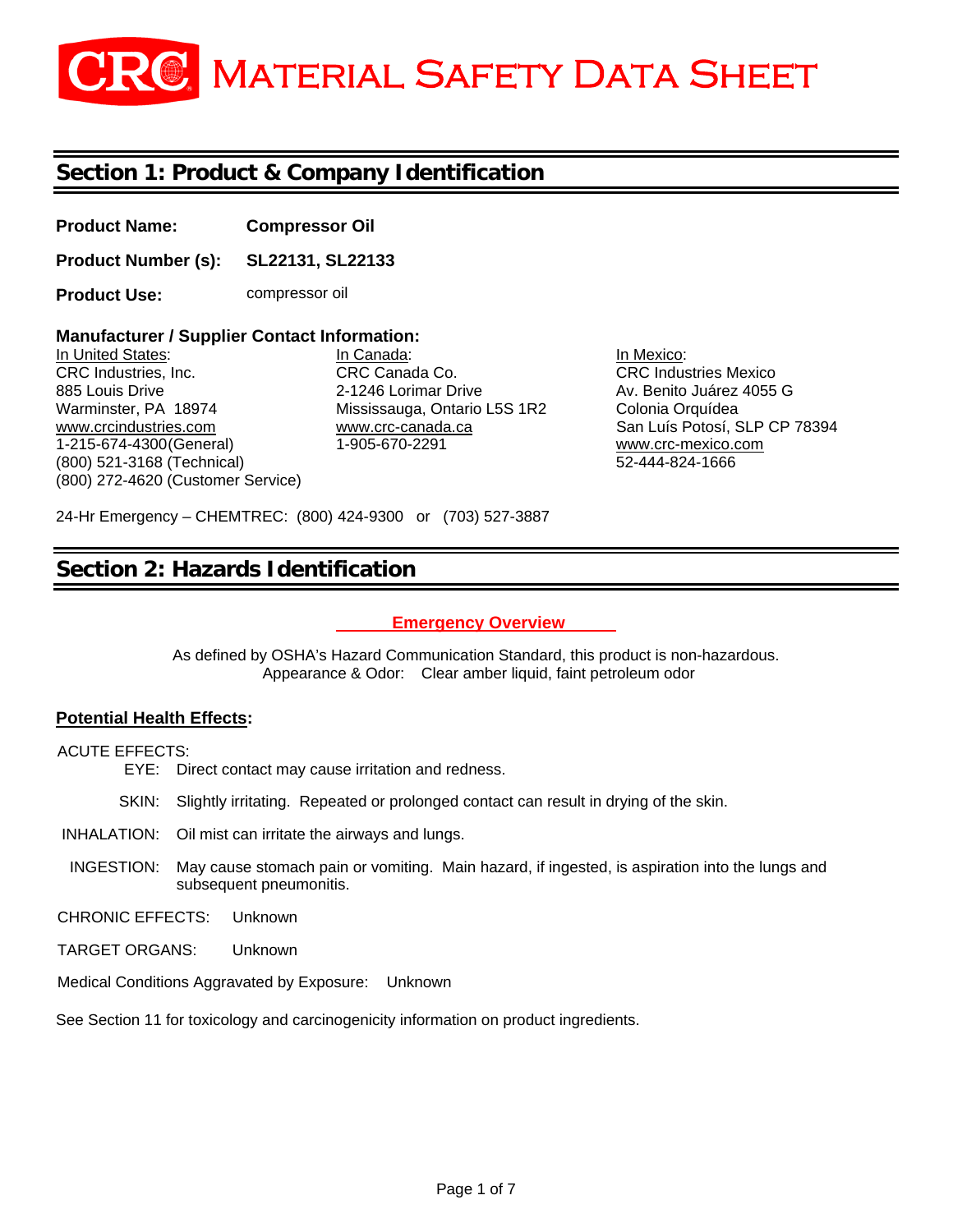# CRC MATERIAL SAFETY DATA SHEET

## Section 1: Product & Company Identification

**Product Name:** **Compressor Oil**

**Product Number (s):** **SL22131, SL22133**

**Product Use:** compressor oil

**Manufacturer / Supplier Contact Information:**

In United States:
CRC Industries, Inc.
885 Louis Drive
Warminster, PA 18974
www.crcindustries.com
1-215-674-4300(General)
(800) 521-3168 (Technical)
(800) 272-4620 (Customer Service)

In Canada:
CRC Canada Co.
2-1246 Lorimar Drive
Mississauga, Ontario L5S 1R2
www.crc-canada.ca
1-905-670-2291

In Mexico:
CRC Industries Mexico
Av. Benito Juárez 4055 G
Colonia Orquídea
San Luís Potosí, SLP CP 78394
www.crc-mexico.com
52-444-824-1666

24-Hr Emergency – CHEMTREC: (800) 424-9300 or (703) 527-3887

## Section 2: Hazards Identification

### Emergency Overview

As defined by OSHA's Hazard Communication Standard, this product is non-hazardous.
Appearance & Odor: Clear amber liquid, faint petroleum odor

**Potential Health Effects:**

ACUTE EFFECTS:

- EYE: Direct contact may cause irritation and redness.
- SKIN: Slightly irritating. Repeated or prolonged contact can result in drying of the skin.
- INHALATION: Oil mist can irritate the airways and lungs.
- INGESTION: May cause stomach pain or vomiting. Main hazard, if ingested, is aspiration into the lungs and subsequent pneumonitis.

CHRONIC EFFECTS: Unknown

TARGET ORGANS: Unknown

Medical Conditions Aggravated by Exposure: Unknown

See Section 11 for toxicology and carcinogenicity information on product ingredients.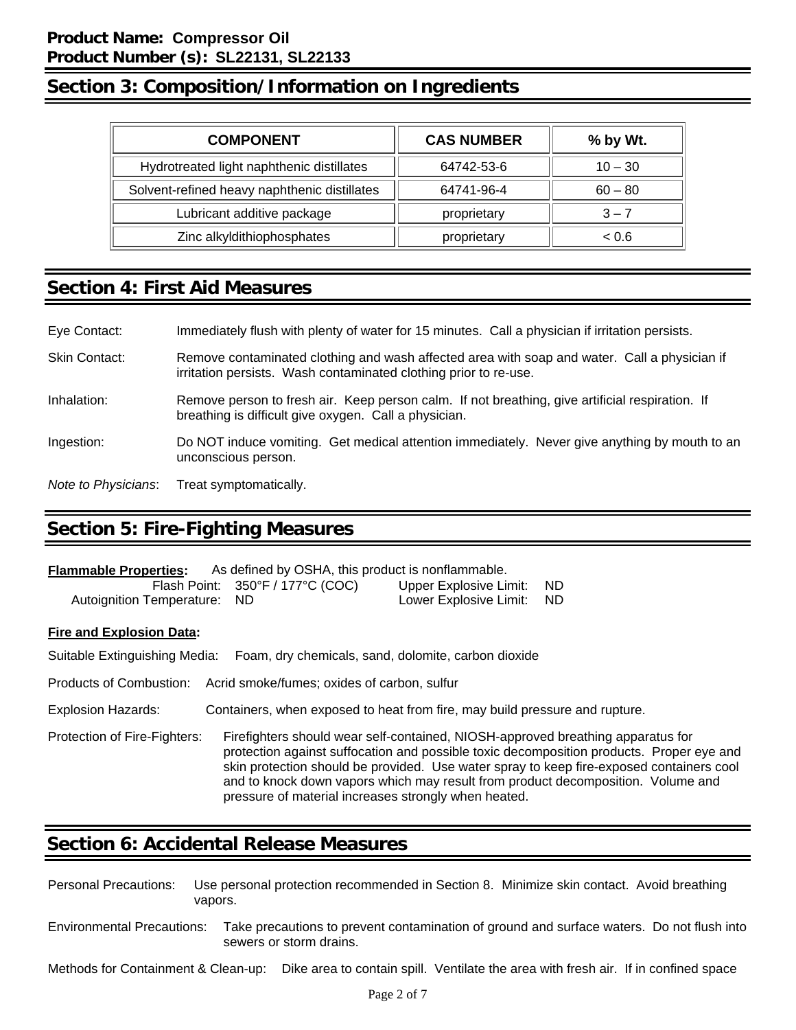**Product Name: Compressor Oil**
**Product Number (s): SL22131, SL22133**

## Section 3: Composition/Information on Ingredients

| COMPONENT | CAS NUMBER | % by Wt. |
|---|---|---|
| Hydrotreated light naphthenic distillates | 64742-53-6 | 10 – 30 |
| Solvent-refined heavy naphthenic distillates | 64741-96-4 | 60 – 80 |
| Lubricant additive package | proprietary | 3 – 7 |
| Zinc alkyldithiophosphates | proprietary | < 0.6 |

## Section 4: First Aid Measures

Eye Contact: Immediately flush with plenty of water for 15 minutes. Call a physician if irritation persists.

Skin Contact: Remove contaminated clothing and wash affected area with soap and water. Call a physician if irritation persists. Wash contaminated clothing prior to re-use.

Inhalation: Remove person to fresh air. Keep person calm. If not breathing, give artificial respiration. If breathing is difficult give oxygen. Call a physician.

Ingestion: Do NOT induce vomiting. Get medical attention immediately. Never give anything by mouth to an unconscious person.

*Note to Physicians*: Treat symptomatically.

## Section 5: Fire-Fighting Measures

**Flammable Properties:** As defined by OSHA, this product is nonflammable.

Flash Point: 350°F / 177°C (COC)
Upper Explosive Limit: ND
Autoignition Temperature: ND
Lower Explosive Limit: ND

**Fire and Explosion Data:**

Suitable Extinguishing Media: Foam, dry chemicals, sand, dolomite, carbon dioxide

Products of Combustion: Acrid smoke/fumes; oxides of carbon, sulfur

Explosion Hazards: Containers, when exposed to heat from fire, may build pressure and rupture.

Protection of Fire-Fighters: Firefighters should wear self-contained, NIOSH-approved breathing apparatus for protection against suffocation and possible toxic decomposition products. Proper eye and skin protection should be provided. Use water spray to keep fire-exposed containers cool and to knock down vapors which may result from product decomposition. Volume and pressure of material increases strongly when heated.

## Section 6: Accidental Release Measures

Personal Precautions: Use personal protection recommended in Section 8. Minimize skin contact. Avoid breathing vapors.

Environmental Precautions: Take precautions to prevent contamination of ground and surface waters. Do not flush into sewers or storm drains.

Methods for Containment & Clean-up: Dike area to contain spill. Ventilate the area with fresh air. If in confined space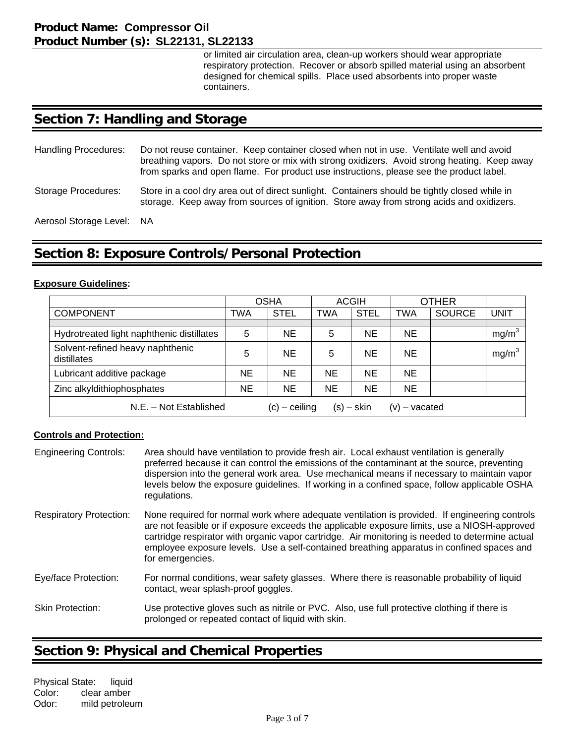or limited air circulation area, clean-up workers should wear appropriate respiratory protection. Recover or absorb spilled material using an absorbent designed for chemical spills. Place used absorbents into proper waste containers.

## Section 7: Handling and Storage

Handling Procedures: Do not reuse container. Keep container closed when not in use. Ventilate well and avoid breathing vapors. Do not store or mix with strong oxidizers. Avoid strong heating. Keep away from sparks and open flame. For product use instructions, please see the product label.

Storage Procedures: Store in a cool dry area out of direct sunlight. Containers should be tightly closed while in storage. Keep away from sources of ignition. Store away from strong acids and oxidizers.

Aerosol Storage Level: NA

## Section 8: Exposure Controls/Personal Protection

**Exposure Guidelines:**

| | OSHA | | ACGIH | | OTHER | | |
|---|---|---|---|---|---|---|---|
| COMPONENT | TWA | STEL | TWA | STEL | TWA | SOURCE | UNIT |
| Hydrotreated light naphthenic distillates | 5 | NE | 5 | NE | NE | | $mg/m^3$ |
| Solvent-refined heavy naphthenic distillates | 5 | NE | 5 | NE | NE | | $mg/m^3$ |
| Lubricant additive package | NE | NE | NE | NE | NE | | |
| Zinc alkyldithiophosphates | NE | NE | NE | NE | NE | | |
| N.E. – Not Established (c) – ceiling (s) – skin (v) – vacated | | | | | | | |

**Controls and Protection:**

Engineering Controls: Area should have ventilation to provide fresh air. Local exhaust ventilation is generally preferred because it can control the emissions of the contaminant at the source, preventing dispersion into the general work area. Use mechanical means if necessary to maintain vapor levels below the exposure guidelines. If working in a confined space, follow applicable OSHA regulations.

Respiratory Protection: None required for normal work where adequate ventilation is provided. If engineering controls are not feasible or if exposure exceeds the applicable exposure limits, use a NIOSH-approved cartridge respirator with organic vapor cartridge. Air monitoring is needed to determine actual employee exposure levels. Use a self-contained breathing apparatus in confined spaces and for emergencies.

Eye/face Protection: For normal conditions, wear safety glasses. Where there is reasonable probability of liquid contact, wear splash-proof goggles.

Skin Protection: Use protective gloves such as nitrile or PVC. Also, use full protective clothing if there is prolonged or repeated contact of liquid with skin.

## Section 9: Physical and Chemical Properties

Physical State: liquid
Color: clear amber
Odor: mild petroleum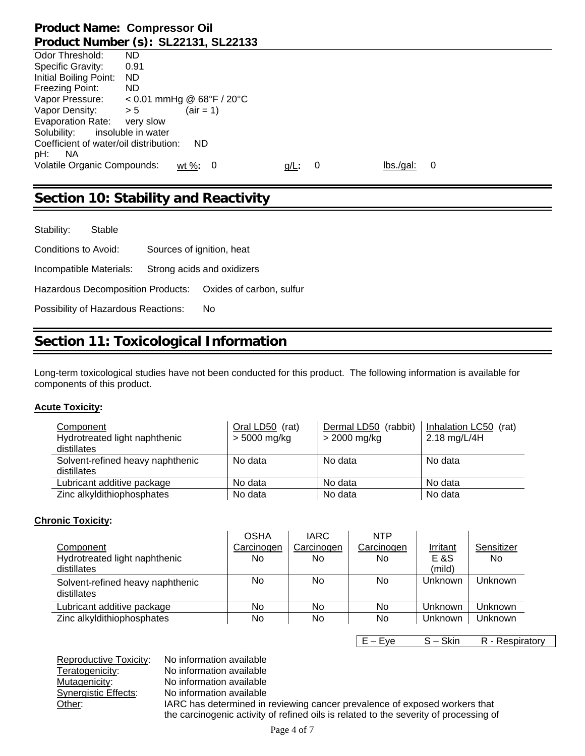Odor Threshold: ND
Specific Gravity: 0.91
Initial Boiling Point: ND
Freezing Point: ND
Vapor Pressure: < 0.01 mmHg @ 68°F / 20°C
Vapor Density: > 5 (air = 1)
Evaporation Rate: very slow
Solubility: insoluble in water
Coefficient of water/oil distribution: ND
pH: NA
Volatile Organic Compounds: wt %: 0 g/L: 0 lbs./gal: 0

## Section 10: Stability and Reactivity

Stability: Stable

Conditions to Avoid: Sources of ignition, heat

Incompatible Materials: Strong acids and oxidizers

Hazardous Decomposition Products: Oxides of carbon, sulfur

Possibility of Hazardous Reactions: No

## Section 11: Toxicological Information

Long-term toxicological studies have not been conducted for this product. The following information is available for components of this product.

**Acute Toxicity:**

| Component | Oral LD50 (rat) | Dermal LD50 (rabbit) | Inhalation LC50 (rat) |
|---|---|---|---|
| Hydrotreated light naphthenic distillates | > 5000 mg/kg | > 2000 mg/kg | 2.18 mg/L/4H |
| Solvent-refined heavy naphthenic distillates | No data | No data | No data |
| Lubricant additive package | No data | No data | No data |
| Zinc alkyldithiophosphates | No data | No data | No data |

**Chronic Toxicity:**

| Component | OSHA Carcinogen | IARC Carcinogen | NTP Carcinogen | Irritant | Sensitizer |
|---|---|---|---|---|---|
| Hydrotreated light naphthenic distillates | No | No | No | E &S (mild) | No |
| Solvent-refined heavy naphthenic distillates | No | No | No | Unknown | Unknown |
| Lubricant additive package | No | No | No | Unknown | Unknown |
| Zinc alkyldithiophosphates | No | No | No | Unknown | Unknown |

E – Eye S – Skin R - Respiratory

Reproductive Toxicity: No information available
Teratogenicity: No information available
Mutagenicity: No information available
Synergistic Effects: No information available
Other: IARC has determined in reviewing cancer prevalence of exposed workers that the carcinogenic activity of refined oils is related to the severity of processing of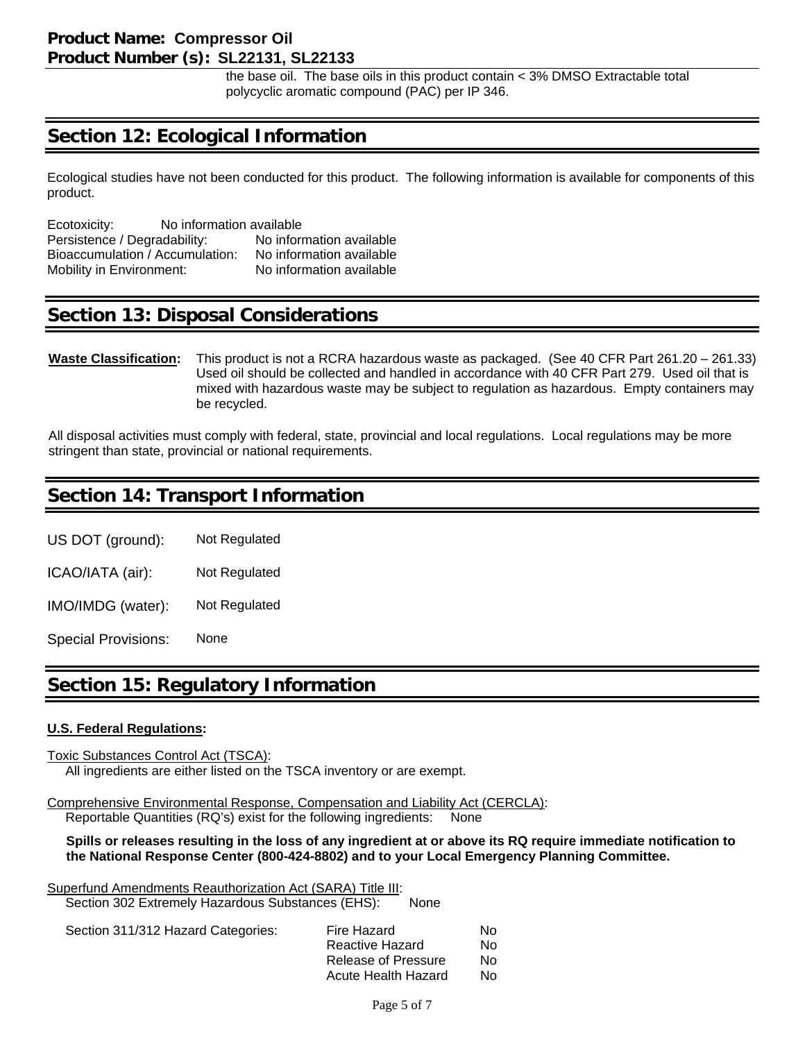the base oil. The base oils in this product contain < 3% DMSO Extractable total polycyclic aromatic compound (PAC) per IP 346.

## Section 12: Ecological Information

Ecological studies have not been conducted for this product. The following information is available for components of this product.

| | |
|---|---|
| Ecotoxicity: | No information available |
| Persistence / Degradability: | No information available |
| Bioaccumulation / Accumulation: | No information available |
| Mobility in Environment: | No information available |

## Section 13: Disposal Considerations

**Waste Classification:** This product is not a RCRA hazardous waste as packaged. (See 40 CFR Part 261.20 – 261.33) Used oil should be collected and handled in accordance with 40 CFR Part 279. Used oil that is mixed with hazardous waste may be subject to regulation as hazardous. Empty containers may be recycled.

All disposal activities must comply with federal, state, provincial and local regulations. Local regulations may be more stringent than state, provincial or national requirements.

## Section 14: Transport Information

| | |
|---|---|
| US DOT (ground): | Not Regulated |
| ICAO/IATA (air): | Not Regulated |
| IMO/IMDG (water): | Not Regulated |
| Special Provisions: | None |

## Section 15: Regulatory Information

**U.S. Federal Regulations:**

Toxic Substances Control Act (TSCA):
All ingredients are either listed on the TSCA inventory or are exempt.

Comprehensive Environmental Response, Compensation and Liability Act (CERCLA):
Reportable Quantities (RQ's) exist for the following ingredients: None

**Spills or releases resulting in the loss of any ingredient at or above its RQ require immediate notification to the National Response Center (800-424-8802) and to your Local Emergency Planning Committee.**

Superfund Amendments Reauthorization Act (SARA) Title III:
Section 302 Extremely Hazardous Substances (EHS): None

| Section 311/312 Hazard Categories: | | |
|---|---|---|
| | Fire Hazard | No |
| | Reactive Hazard | No |
| | Release of Pressure | No |
| | Acute Health Hazard | No |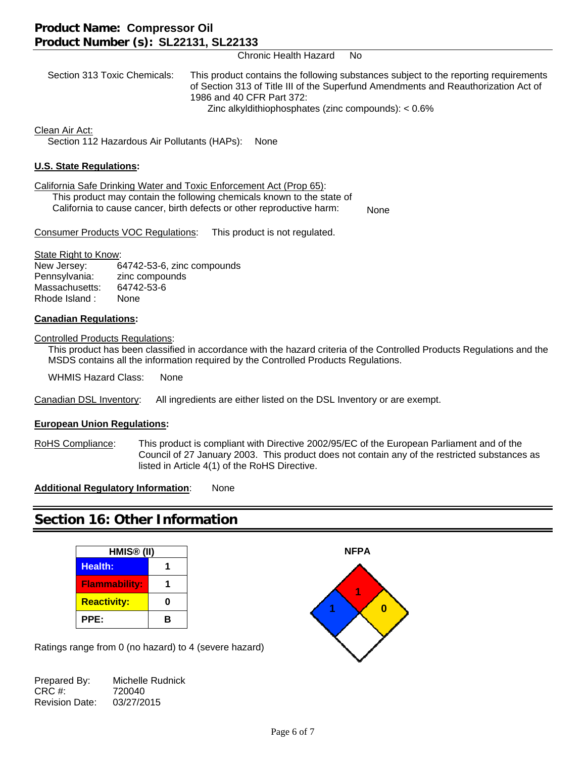Chronic Health Hazard No

Section 313 Toxic Chemicals: This product contains the following substances subject to the reporting requirements of Section 313 of Title III of the Superfund Amendments and Reauthorization Act of 1986 and 40 CFR Part 372:
Zinc alkyldithiophosphates (zinc compounds): < 0.6%

Clean Air Act:
Section 112 Hazardous Air Pollutants (HAPs): None

**U.S. State Regulations:**

California Safe Drinking Water and Toxic Enforcement Act (Prop 65):
This product may contain the following chemicals known to the state of California to cause cancer, birth defects or other reproductive harm: None

Consumer Products VOC Regulations: This product is not regulated.

State Right to Know:
New Jersey: 64742-53-6, zinc compounds
Pennsylvania: zinc compounds
Massachusetts: 64742-53-6
Rhode Island : None

**Canadian Regulations:**

Controlled Products Regulations:
This product has been classified in accordance with the hazard criteria of the Controlled Products Regulations and the MSDS contains all the information required by the Controlled Products Regulations.

WHMIS Hazard Class: None

Canadian DSL Inventory: All ingredients are either listed on the DSL Inventory or are exempt.

**European Union Regulations:**

RoHS Compliance: This product is compliant with Directive 2002/95/EC of the European Parliament and of the Council of 27 January 2003. This product does not contain any of the restricted substances as listed in Article 4(1) of the RoHS Directive.

**Additional Regulatory Information**: None

## Section 16: Other Information

| HMIS® (II) | |
|---|---|
| Health: | 1 |
| Flammability: | 1 |
| Reactivity: | 0 |
| PPE: | B |

Ratings range from 0 (no hazard) to 4 (severe hazard)

**NFPA**

Flammability: 1
Health: 1
Reactivity: 0

Prepared By: Michelle Rudnick
CRC #: 720040
Revision Date: 03/27/2015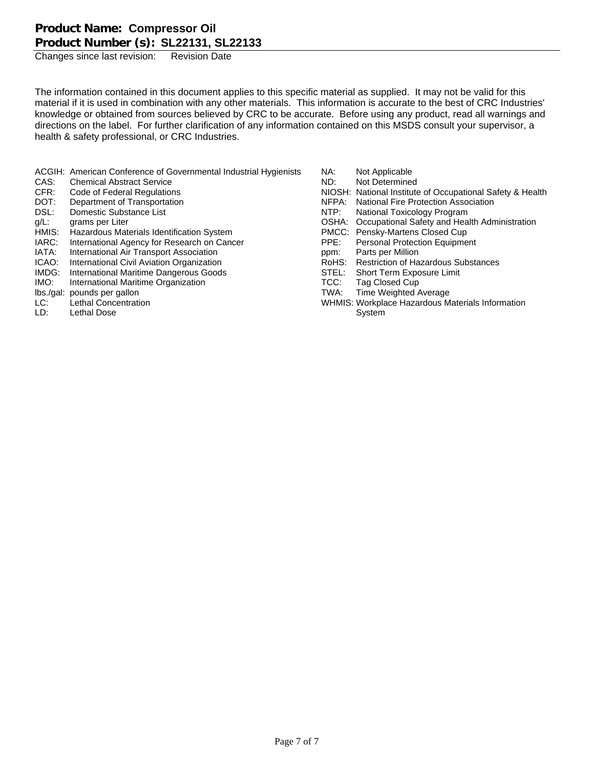**Product Name:** Compressor Oil
**Product Number (s):** SL22131, SL22133

Changes since last revision: Revision Date

The information contained in this document applies to this specific material as supplied. It may not be valid for this material if it is used in combination with any other materials. This information is accurate to the best of CRC Industries' knowledge or obtained from sources believed by CRC to be accurate. Before using any product, read all warnings and directions on the label. For further clarification of any information contained on this MSDS consult your supervisor, a health & safety professional, or CRC Industries.

ACGIH: American Conference of Governmental Industrial Hygienists
CAS: Chemical Abstract Service
CFR: Code of Federal Regulations
DOT: Department of Transportation
DSL: Domestic Substance List
g/L: grams per Liter
HMIS: Hazardous Materials Identification System
IARC: International Agency for Research on Cancer
IATA: International Air Transport Association
ICAO: International Civil Aviation Organization
IMDG: International Maritime Dangerous Goods
IMO: International Maritime Organization
lbs./gal: pounds per gallon
LC: Lethal Concentration
LD: Lethal Dose
NA: Not Applicable
ND: Not Determined
NIOSH: National Institute of Occupational Safety & Health
NFPA: National Fire Protection Association
NTP: National Toxicology Program
OSHA: Occupational Safety and Health Administration
PMCC: Pensky-Martens Closed Cup
PPE: Personal Protection Equipment
ppm: Parts per Million
RoHS: Restriction of Hazardous Substances
STEL: Short Term Exposure Limit
TCC: Tag Closed Cup
TWA: Time Weighted Average
WHMIS: Workplace Hazardous Materials Information System